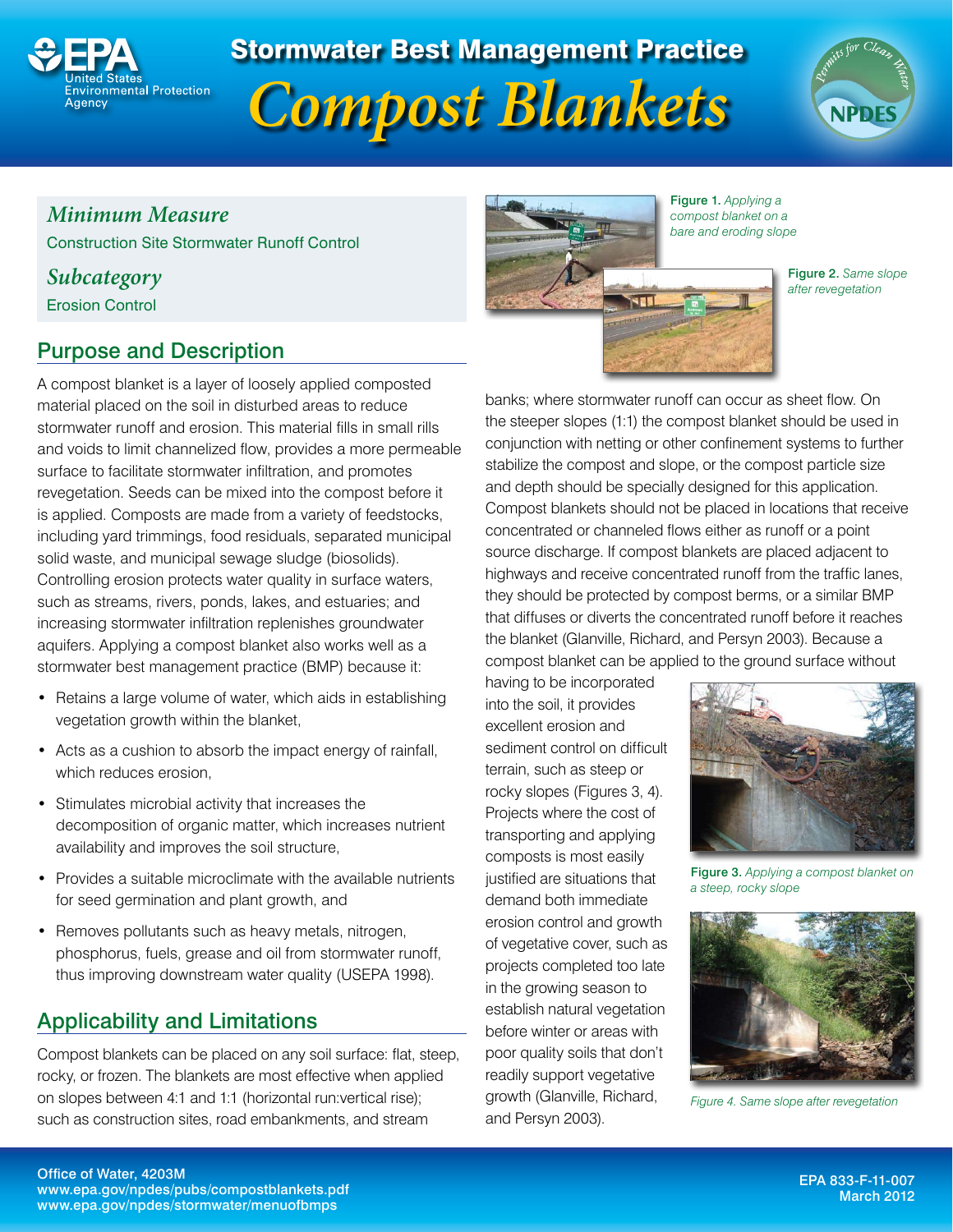# Stormwater Best Management Practice

# *Compost Blankets*

## *Minimum Measure*

Construction Site Stormwater Runoff Control

## *Subcategory*

Erosion Control

## Purpose and Description

A compost blanket is a layer of loosely applied composted material placed on the soil in disturbed areas to reduce stormwater runoff and erosion. This material fills in small rills and voids to limit channelized flow, provides a more permeable surface to facilitate stormwater infiltration, and promotes revegetation. Seeds can be mixed into the compost before it is applied. Composts are made from a variety of feedstocks, including yard trimmings, food residuals, separated municipal solid waste, and municipal sewage sludge (biosolids). Controlling erosion protects water quality in surface waters, such as streams, rivers, ponds, lakes, and estuaries; and increasing stormwater infiltration replenishes groundwater aquifers. Applying a compost blanket also works well as a stormwater best management practice (BMP) because it:

- Retains a large volume of water, which aids in establishing vegetation growth within the blanket,
- Acts as a cushion to absorb the impact energy of rainfall, which reduces erosion,
- Stimulates microbial activity that increases the decomposition of organic matter, which increases nutrient availability and improves the soil structure,
- Provides a suitable microclimate with the available nutrients for seed germination and plant growth, and
- Removes pollutants such as heavy metals, nitrogen, phosphorus, fuels, grease and oil from stormwater runoff, thus improving downstream water quality (USEPA 1998).

## Applicability and Limitations

Compost blankets can be placed on any soil surface: flat, steep, rocky, or frozen. The blankets are most effective when applied on slopes between 4:1 and 1:1 (horizontal run:vertical rise); such as construction sites, road embankments, and stream banks; where stormwater runoff can occur as sheet flow. On the steeper slopes (1:1) the compost blanket should be used in conjunction with netting or other confinement systems to further stabilize the compost and slope, or the compost particle size and depth should be specially designed for this application. Compost blankets should not be placed in locations that receive concentrated or channeled flows either as runoff or a point source discharge. If compost blankets are placed adjacent to highways and receive concentrated runoff from the traffic lanes, they should be protected by compost berms, or a similar BMP that diffuses or diverts the concentrated runoff before it reaches the blanket (Glanville, Richard, and Persyn 2003). Because a compost blanket can be applied to the ground surface without having to be incorporated into the soil, it provides excellent erosion and sediment control on difficult terrain, such as steep or rocky slopes (Figures 3, 4). Projects where the cost of transporting and applying composts is most easily justified are situations that demand both immediate erosion control and growth of vegetative cover, such as projects completed too late in the growing season to establish natural vegetation before winter or areas with poor quality soils that don't readily support vegetative growth (Glanville, Richard, and Persyn 2003).

**Figure 1.** *Applying a compost blanket on a bare and eroding slope*

**Figure 2.** *Same slope after revegetation*

**Figure 3.** *Applying a compost blanket on a steep, rocky slope*

*Figure 4. Same slope after revegetation*

Office of Water, 4203M
www.epa.gov/npdes/pubs/compostblankets.pdf
www.epa.gov/npdes/stormwater/menuofbmps

EPA 833-F-11-007
March 2012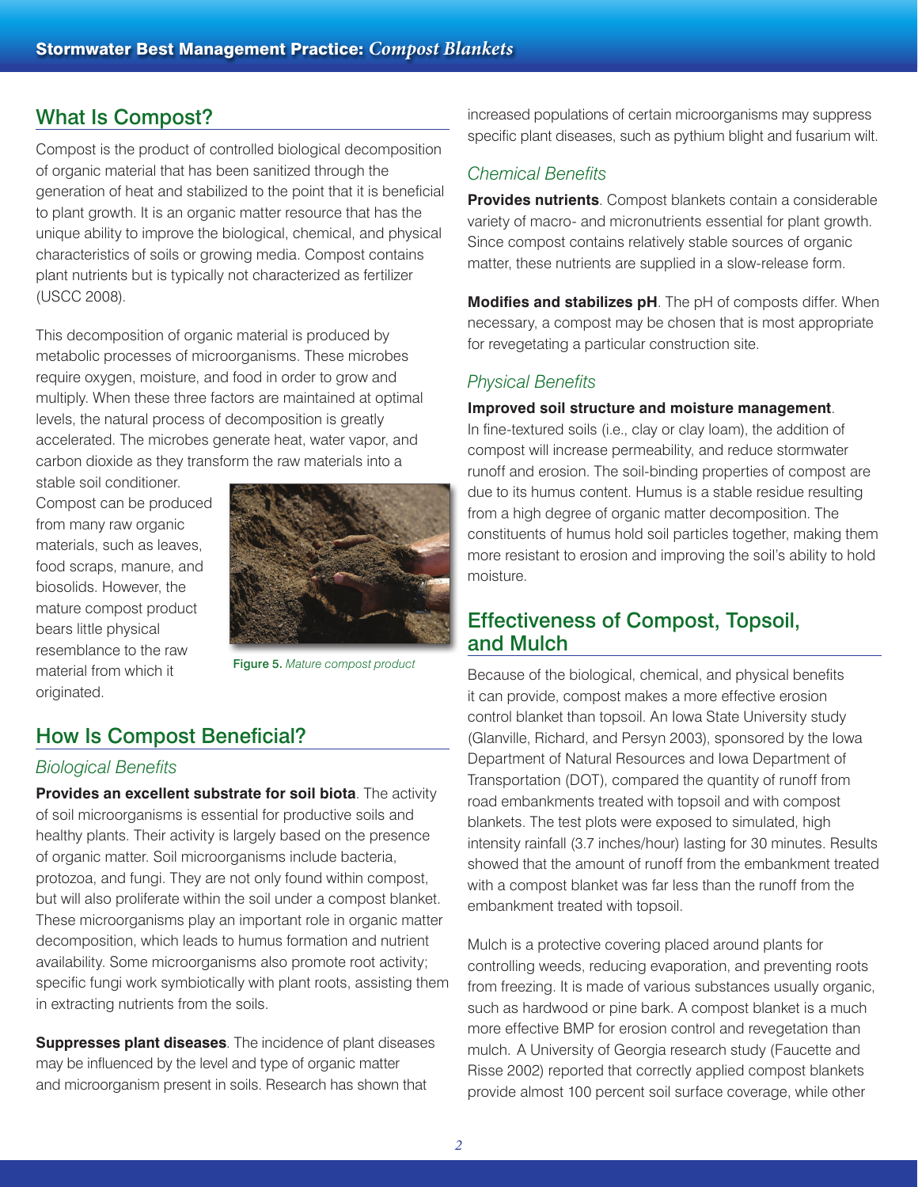## What Is Compost?

Compost is the product of controlled biological decomposition of organic material that has been sanitized through the generation of heat and stabilized to the point that it is beneficial to plant growth. It is an organic matter resource that has the unique ability to improve the biological, chemical, and physical characteristics of soils or growing media. Compost contains plant nutrients but is typically not characterized as fertilizer (USCC 2008).

This decomposition of organic material is produced by metabolic processes of microorganisms. These microbes require oxygen, moisture, and food in order to grow and multiply. When these three factors are maintained at optimal levels, the natural process of decomposition is greatly accelerated. The microbes generate heat, water vapor, and carbon dioxide as they transform the raw materials into a stable soil conditioner. Compost can be produced from many raw organic materials, such as leaves, food scraps, manure, and biosolids. However, the mature compost product bears little physical resemblance to the raw material from which it originated.

**Figure 5.** *Mature compost product*

## How Is Compost Beneficial?

### *Biological Benefits*

**Provides an excellent substrate for soil biota**. The activity of soil microorganisms is essential for productive soils and healthy plants. Their activity is largely based on the presence of organic matter. Soil microorganisms include bacteria, protozoa, and fungi. They are not only found within compost, but will also proliferate within the soil under a compost blanket. These microorganisms play an important role in organic matter decomposition, which leads to humus formation and nutrient availability. Some microorganisms also promote root activity; specific fungi work symbiotically with plant roots, assisting them in extracting nutrients from the soils.

**Suppresses plant diseases**. The incidence of plant diseases may be influenced by the level and type of organic matter and microorganism present in soils. Research has shown that increased populations of certain microorganisms may suppress specific plant diseases, such as pythium blight and fusarium wilt.

### *Chemical Benefits*

**Provides nutrients**. Compost blankets contain a considerable variety of macro- and micronutrients essential for plant growth. Since compost contains relatively stable sources of organic matter, these nutrients are supplied in a slow-release form.

**Modifies and stabilizes pH**. The pH of composts differ. When necessary, a compost may be chosen that is most appropriate for revegetating a particular construction site.

### *Physical Benefits*

**Improved soil structure and moisture management**. In fine-textured soils (i.e., clay or clay loam), the addition of compost will increase permeability, and reduce stormwater runoff and erosion. The soil-binding properties of compost are due to its humus content. Humus is a stable residue resulting from a high degree of organic matter decomposition. The constituents of humus hold soil particles together, making them more resistant to erosion and improving the soil's ability to hold moisture.

## Effectiveness of Compost, Topsoil, and Mulch

Because of the biological, chemical, and physical benefits it can provide, compost makes a more effective erosion control blanket than topsoil. An Iowa State University study (Glanville, Richard, and Persyn 2003), sponsored by the Iowa Department of Natural Resources and Iowa Department of Transportation (DOT), compared the quantity of runoff from road embankments treated with topsoil and with compost blankets. The test plots were exposed to simulated, high intensity rainfall (3.7 inches/hour) lasting for 30 minutes. Results showed that the amount of runoff from the embankment treated with a compost blanket was far less than the runoff from the embankment treated with topsoil.

Mulch is a protective covering placed around plants for controlling weeds, reducing evaporation, and preventing roots from freezing. It is made of various substances usually organic, such as hardwood or pine bark. A compost blanket is a much more effective BMP for erosion control and revegetation than mulch. A University of Georgia research study (Faucette and Risse 2002) reported that correctly applied compost blankets provide almost 100 percent soil surface coverage, while other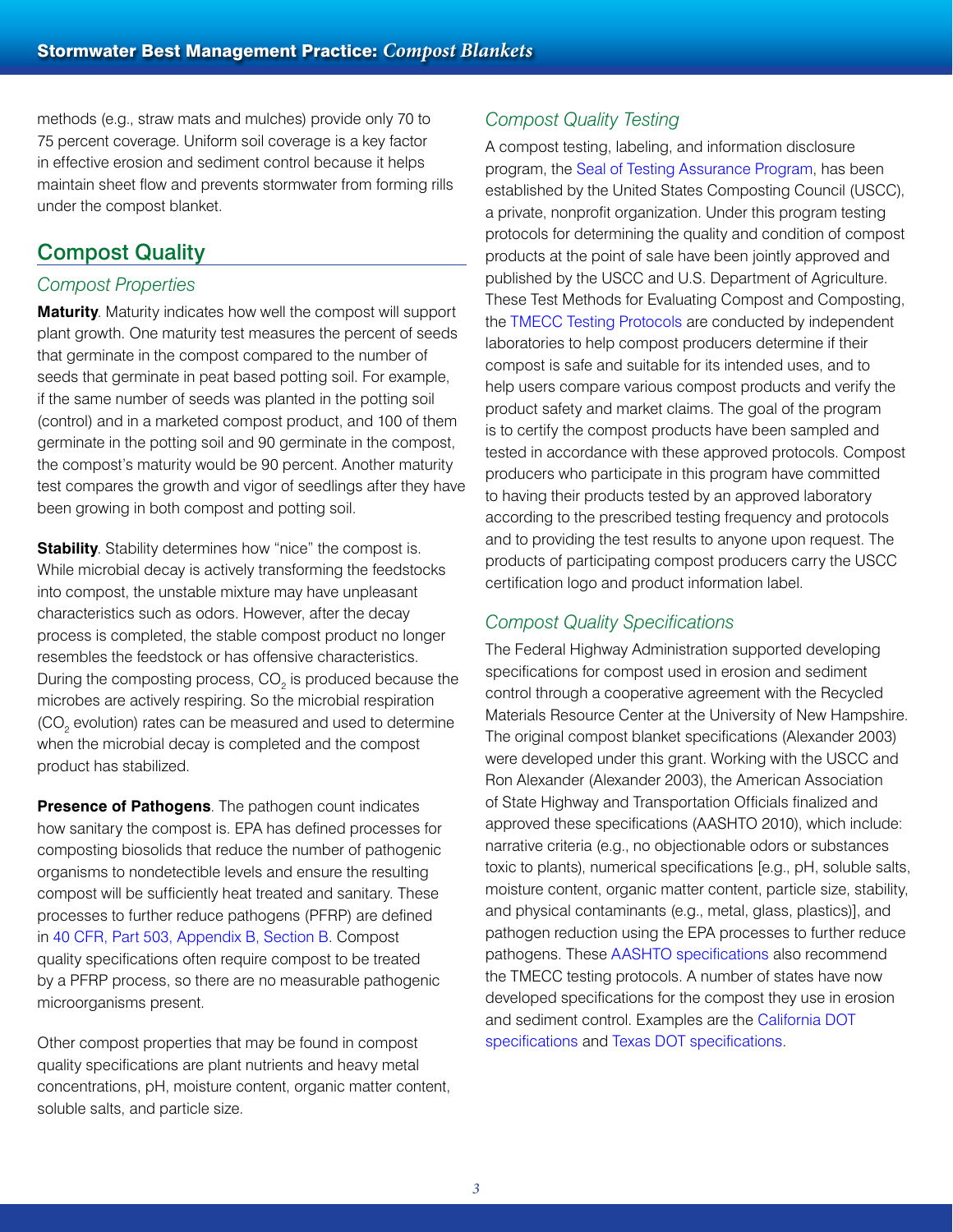methods (e.g., straw mats and mulches) provide only 70 to 75 percent coverage. Uniform soil coverage is a key factor in effective erosion and sediment control because it helps maintain sheet flow and prevents stormwater from forming rills under the compost blanket.

## Compost Quality

### *Compost Properties*

**Maturity**. Maturity indicates how well the compost will support plant growth. One maturity test measures the percent of seeds that germinate in the compost compared to the number of seeds that germinate in peat based potting soil. For example, if the same number of seeds was planted in the potting soil (control) and in a marketed compost product, and 100 of them germinate in the potting soil and 90 germinate in the compost, the compost's maturity would be 90 percent. Another maturity test compares the growth and vigor of seedlings after they have been growing in both compost and potting soil.

**Stability**. Stability determines how "nice" the compost is. While microbial decay is actively transforming the feedstocks into compost, the unstable mixture may have unpleasant characteristics such as odors. However, after the decay process is completed, the stable compost product no longer resembles the feedstock or has offensive characteristics. During the composting process, $CO_2$ is produced because the microbes are actively respiring. So the microbial respiration ($CO_2$ evolution) rates can be measured and used to determine when the microbial decay is completed and the compost product has stabilized.

**Presence of Pathogens**. The pathogen count indicates how sanitary the compost is. EPA has defined processes for composting biosolids that reduce the number of pathogenic organisms to nondetectible levels and ensure the resulting compost will be sufficiently heat treated and sanitary. These processes to further reduce pathogens (PFRP) are defined in 40 CFR, Part 503, Appendix B, Section B. Compost quality specifications often require compost to be treated by a PFRP process, so there are no measurable pathogenic microorganisms present.

Other compost properties that may be found in compost quality specifications are plant nutrients and heavy metal concentrations, pH, moisture content, organic matter content, soluble salts, and particle size.

### *Compost Quality Testing*

A compost testing, labeling, and information disclosure program, the Seal of Testing Assurance Program, has been established by the United States Composting Council (USCC), a private, nonprofit organization. Under this program testing protocols for determining the quality and condition of compost products at the point of sale have been jointly approved and published by the USCC and U.S. Department of Agriculture. These Test Methods for Evaluating Compost and Composting, the TMECC Testing Protocols are conducted by independent laboratories to help compost producers determine if their compost is safe and suitable for its intended uses, and to help users compare various compost products and verify the product safety and market claims. The goal of the program is to certify the compost products have been sampled and tested in accordance with these approved protocols. Compost producers who participate in this program have committed to having their products tested by an approved laboratory according to the prescribed testing frequency and protocols and to providing the test results to anyone upon request. The products of participating compost producers carry the USCC certification logo and product information label.

### *Compost Quality Specifications*

The Federal Highway Administration supported developing specifications for compost used in erosion and sediment control through a cooperative agreement with the Recycled Materials Resource Center at the University of New Hampshire. The original compost blanket specifications (Alexander 2003) were developed under this grant. Working with the USCC and Ron Alexander (Alexander 2003), the American Association of State Highway and Transportation Officials finalized and approved these specifications (AASHTO 2010), which include: narrative criteria (e.g., no objectionable odors or substances toxic to plants), numerical specifications [e.g., pH, soluble salts, moisture content, organic matter content, particle size, stability, and physical contaminants (e.g., metal, glass, plastics)], and pathogen reduction using the EPA processes to further reduce pathogens. These AASHTO specifications also recommend the TMECC testing protocols. A number of states have now developed specifications for the compost they use in erosion and sediment control. Examples are the California DOT specifications and Texas DOT specifications.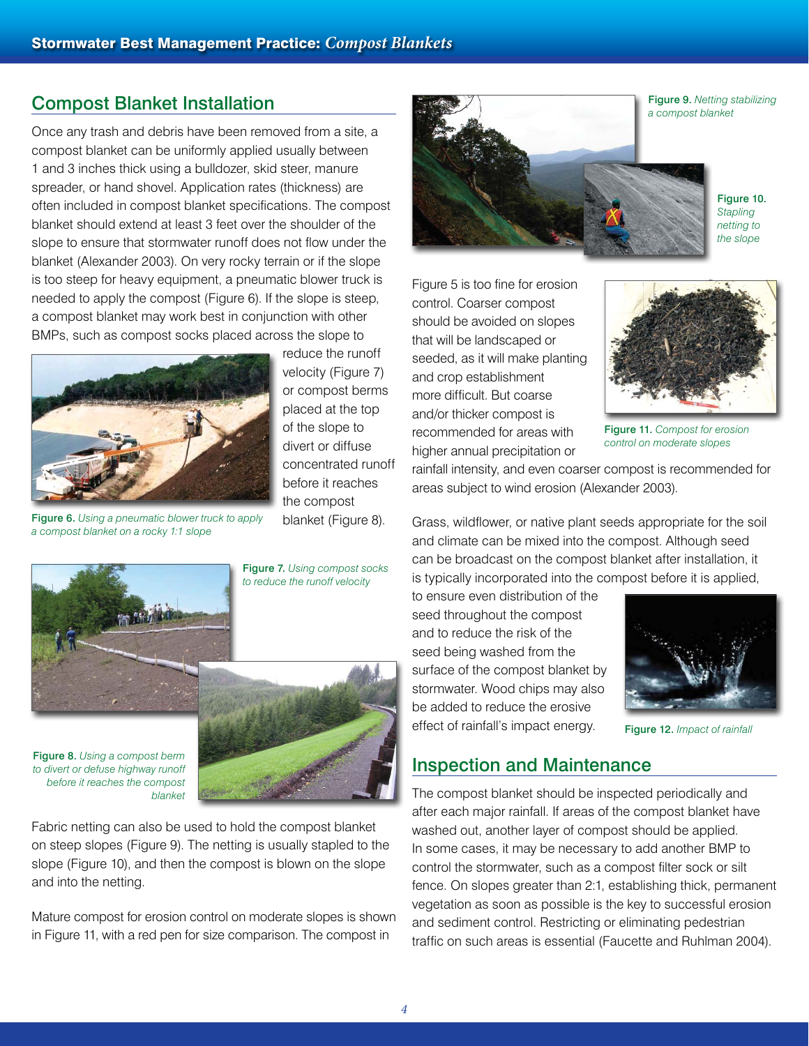## Compost Blanket Installation

Once any trash and debris have been removed from a site, a compost blanket can be uniformly applied usually between 1 and 3 inches thick using a bulldozer, skid steer, manure spreader, or hand shovel. Application rates (thickness) are often included in compost blanket specifications. The compost blanket should extend at least 3 feet over the shoulder of the slope to ensure that stormwater runoff does not flow under the blanket (Alexander 2003). On very rocky terrain or if the slope is too steep for heavy equipment, a pneumatic blower truck is needed to apply the compost (Figure 6). If the slope is steep, a compost blanket may work best in conjunction with other BMPs, such as compost socks placed across the slope to reduce the runoff velocity (Figure 7) or compost berms placed at the top of the slope to divert or diffuse concentrated runoff before it reaches the compost blanket (Figure 8).

**Figure 6.** *Using a pneumatic blower truck to apply a compost blanket on a rocky 1:1 slope*

**Figure 7.** *Using compost socks to reduce the runoff velocity*

**Figure 8.** *Using a compost berm to divert or defuse highway runoff before it reaches the compost blanket*

Fabric netting can also be used to hold the compost blanket on steep slopes (Figure 9). The netting is usually stapled to the slope (Figure 10), and then the compost is blown on the slope and into the netting.

Mature compost for erosion control on moderate slopes is shown in Figure 11, with a red pen for size comparison. The compost in Figure 5 is too fine for erosion control. Coarser compost should be avoided on slopes that will be landscaped or seeded, as it will make planting and crop establishment more difficult. But coarse and/or thicker compost is recommended for areas with higher annual precipitation or rainfall intensity, and even coarser compost is recommended for areas subject to wind erosion (Alexander 2003).

**Figure 9.** *Netting stabilizing a compost blanket*

**Figure 10.** *Stapling netting to the slope*

**Figure 11.** *Compost for erosion control on moderate slopes*

Grass, wildflower, or native plant seeds appropriate for the soil and climate can be mixed into the compost. Although seed can be broadcast on the compost blanket after installation, it is typically incorporated into the compost before it is applied, to ensure even distribution of the seed throughout the compost and to reduce the risk of the seed being washed from the surface of the compost blanket by stormwater. Wood chips may also be added to reduce the erosive effect of rainfall's impact energy.

**Figure 12.** *Impact of rainfall*

## Inspection and Maintenance

The compost blanket should be inspected periodically and after each major rainfall. If areas of the compost blanket have washed out, another layer of compost should be applied. In some cases, it may be necessary to add another BMP to control the stormwater, such as a compost filter sock or silt fence. On slopes greater than 2:1, establishing thick, permanent vegetation as soon as possible is the key to successful erosion and sediment control. Restricting or eliminating pedestrian traffic on such areas is essential (Faucette and Ruhlman 2004).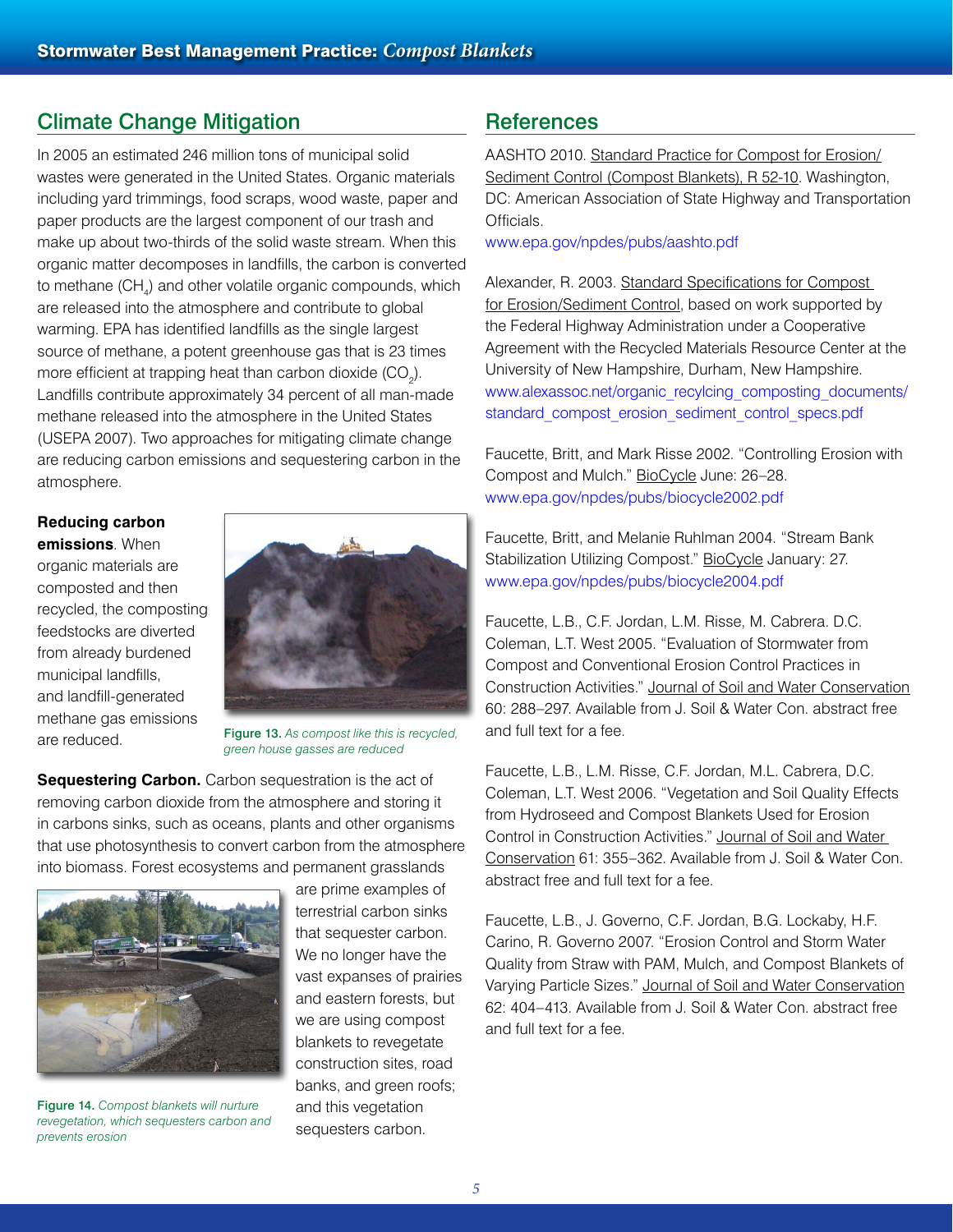## Climate Change Mitigation

In 2005 an estimated 246 million tons of municipal solid wastes were generated in the United States. Organic materials including yard trimmings, food scraps, wood waste, paper and paper products are the largest component of our trash and make up about two-thirds of the solid waste stream. When this organic matter decomposes in landfills, the carbon is converted to methane ($CH_4$) and other volatile organic compounds, which are released into the atmosphere and contribute to global warming. EPA has identified landfills as the single largest source of methane, a potent greenhouse gas that is 23 times more efficient at trapping heat than carbon dioxide ($CO_2$). Landfills contribute approximately 34 percent of all man-made methane released into the atmosphere in the United States (USEPA 2007). Two approaches for mitigating climate change are reducing carbon emissions and sequestering carbon in the atmosphere.

**Reducing carbon emissions**. When organic materials are composted and then recycled, the composting feedstocks are diverted from already burdened municipal landfills, and landfill-generated methane gas emissions are reduced.

**Figure 13.** *As compost like this is recycled, green house gasses are reduced*

**Sequestering Carbon.** Carbon sequestration is the act of removing carbon dioxide from the atmosphere and storing it in carbons sinks, such as oceans, plants and other organisms that use photosynthesis to convert carbon from the atmosphere into biomass. Forest ecosystems and permanent grasslands are prime examples of terrestrial carbon sinks that sequester carbon. We no longer have the vast expanses of prairies and eastern forests, but we are using compost blankets to revegetate construction sites, road banks, and green roofs; and this vegetation sequesters carbon.

**Figure 14.** *Compost blankets will nurture revegetation, which sequesters carbon and prevents erosion*

## References

AASHTO 2010. Standard Practice for Compost for Erosion/Sediment Control (Compost Blankets), R 52-10. Washington, DC: American Association of State Highway and Transportation Officials.
www.epa.gov/npdes/pubs/aashto.pdf

Alexander, R. 2003. Standard Specifications for Compost for Erosion/Sediment Control, based on work supported by the Federal Highway Administration under a Cooperative Agreement with the Recycled Materials Resource Center at the University of New Hampshire, Durham, New Hampshire.
www.alexassoc.net/organic_recylcing_composting_documents/standard_compost_erosion_sediment_control_specs.pdf

Faucette, Britt, and Mark Risse 2002. "Controlling Erosion with Compost and Mulch." BioCycle June: 26–28.
www.epa.gov/npdes/pubs/biocycle2002.pdf

Faucette, Britt, and Melanie Ruhlman 2004. "Stream Bank Stabilization Utilizing Compost." BioCycle January: 27.
www.epa.gov/npdes/pubs/biocycle2004.pdf

Faucette, L.B., C.F. Jordan, L.M. Risse, M. Cabrera. D.C. Coleman, L.T. West 2005. "Evaluation of Stormwater from Compost and Conventional Erosion Control Practices in Construction Activities." Journal of Soil and Water Conservation 60: 288–297. Available from J. Soil & Water Con. abstract free and full text for a fee.

Faucette, L.B., L.M. Risse, C.F. Jordan, M.L. Cabrera, D.C. Coleman, L.T. West 2006. "Vegetation and Soil Quality Effects from Hydroseed and Compost Blankets Used for Erosion Control in Construction Activities." Journal of Soil and Water Conservation 61: 355–362. Available from J. Soil & Water Con. abstract free and full text for a fee.

Faucette, L.B., J. Governo, C.F. Jordan, B.G. Lockaby, H.F. Carino, R. Governo 2007. "Erosion Control and Storm Water Quality from Straw with PAM, Mulch, and Compost Blankets of Varying Particle Sizes." Journal of Soil and Water Conservation 62: 404–413. Available from J. Soil & Water Con. abstract free and full text for a fee.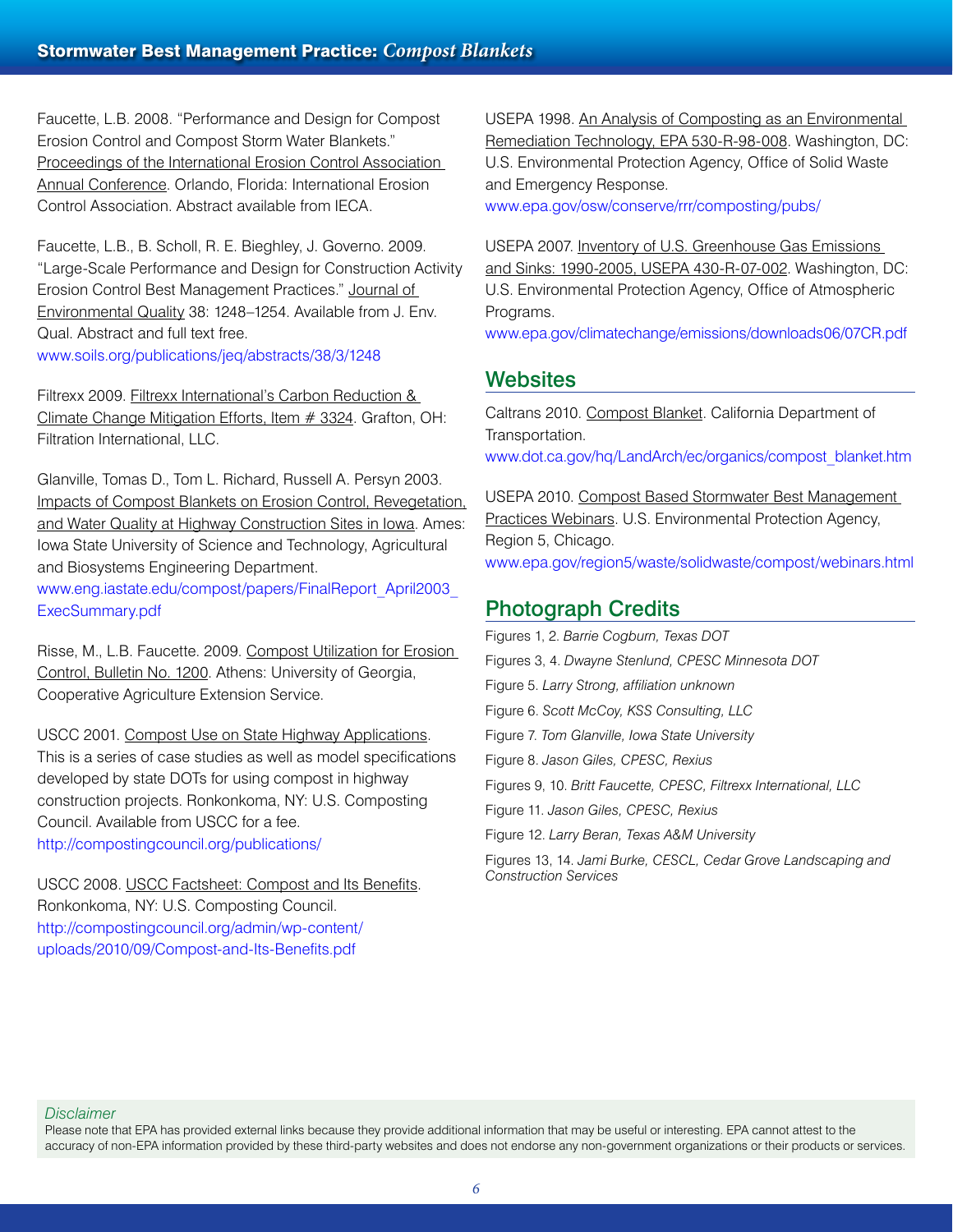Faucette, L.B. 2008. "Performance and Design for Compost Erosion Control and Compost Storm Water Blankets." Proceedings of the International Erosion Control Association Annual Conference. Orlando, Florida: International Erosion Control Association. Abstract available from IECA.

Faucette, L.B., B. Scholl, R. E. Bieghley, J. Governo. 2009. "Large-Scale Performance and Design for Construction Activity Erosion Control Best Management Practices." Journal of Environmental Quality 38: 1248–1254. Available from J. Env. Qual. Abstract and full text free.
www.soils.org/publications/jeq/abstracts/38/3/1248

Filtrexx 2009. Filtrexx International's Carbon Reduction & Climate Change Mitigation Efforts, Item # 3324. Grafton, OH: Filtration International, LLC.

Glanville, Tomas D., Tom L. Richard, Russell A. Persyn 2003. Impacts of Compost Blankets on Erosion Control, Revegetation, and Water Quality at Highway Construction Sites in Iowa. Ames: Iowa State University of Science and Technology, Agricultural and Biosystems Engineering Department.
www.eng.iastate.edu/compost/papers/FinalReport_April2003_ExecSummary.pdf

Risse, M., L.B. Faucette. 2009. Compost Utilization for Erosion Control, Bulletin No. 1200. Athens: University of Georgia, Cooperative Agriculture Extension Service.

USCC 2001. Compost Use on State Highway Applications. This is a series of case studies as well as model specifications developed by state DOTs for using compost in highway construction projects. Ronkonkoma, NY: U.S. Composting Council. Available from USCC for a fee.
http://compostingcouncil.org/publications/

USCC 2008. USCC Factsheet: Compost and Its Benefits. Ronkonkoma, NY: U.S. Composting Council.
http://compostingcouncil.org/admin/wp-content/uploads/2010/09/Compost-and-Its-Benefits.pdf

USEPA 1998. An Analysis of Composting as an Environmental Remediation Technology, EPA 530-R-98-008. Washington, DC: U.S. Environmental Protection Agency, Office of Solid Waste and Emergency Response.
www.epa.gov/osw/conserve/rrr/composting/pubs/

USEPA 2007. Inventory of U.S. Greenhouse Gas Emissions and Sinks: 1990-2005, USEPA 430-R-07-002. Washington, DC: U.S. Environmental Protection Agency, Office of Atmospheric Programs.
www.epa.gov/climatechange/emissions/downloads06/07CR.pdf

## Websites

Caltrans 2010. Compost Blanket. California Department of Transportation.
www.dot.ca.gov/hq/LandArch/ec/organics/compost_blanket.htm

USEPA 2010. Compost Based Stormwater Best Management Practices Webinars. U.S. Environmental Protection Agency, Region 5, Chicago.
www.epa.gov/region5/waste/solidwaste/compost/webinars.html

## Photograph Credits

Figures 1, 2. *Barrie Cogburn, Texas DOT*

Figures 3, 4. *Dwayne Stenlund, CPESC Minnesota DOT*

Figure 5. *Larry Strong, affiliation unknown*

Figure 6. *Scott McCoy, KSS Consulting, LLC*

Figure 7. *Tom Glanville, Iowa State University*

Figure 8. *Jason Giles, CPESC, Rexius*

Figures 9, 10. *Britt Faucette, CPESC, Filtrexx International, LLC*

Figure 11. *Jason Giles, CPESC, Rexius*

Figure 12. *Larry Beran, Texas A&M University*

Figures 13, 14. *Jami Burke, CESCL, Cedar Grove Landscaping and Construction Services*

*Disclaimer*
Please note that EPA has provided external links because they provide additional information that may be useful or interesting. EPA cannot attest to the accuracy of non-EPA information provided by these third-party websites and does not endorse any non-government organizations or their products or services.